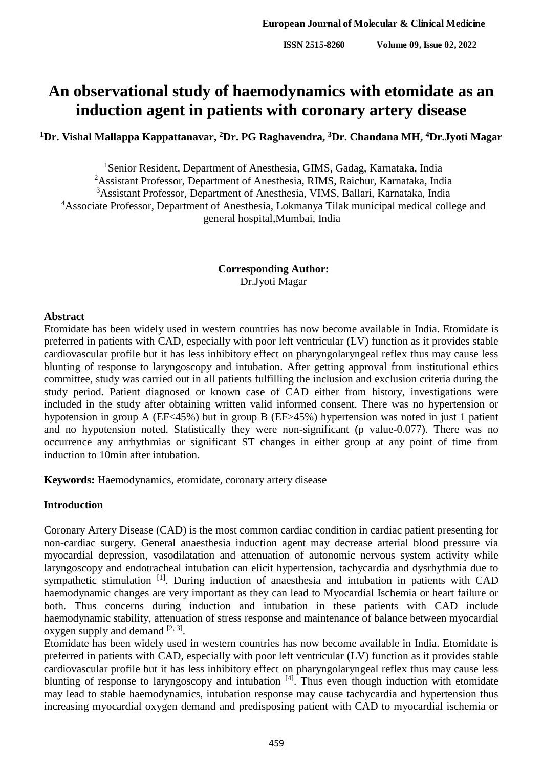# An observational study of haemodynamics with etomidate as an induction agent in patients with coronary artery disease

**[1]Dr. Vishal Mallappa Kappattanavar, [2]Dr. PG Raghavendra, [3]Dr. Chandana MH, [4]Dr.Jyoti Magar**

[1]Senior Resident, Department of Anesthesia, GIMS, Gadag, Karnataka, India
[2]Assistant Professor, Department of Anesthesia, RIMS, Raichur, Karnataka, India
[3]Assistant Professor, Department of Anesthesia, VIMS, Ballari, Karnataka, India
[4]Associate Professor, Department of Anesthesia, Lokmanya Tilak municipal medical college and general hospital,Mumbai, India

**Corresponding Author:**
Dr.Jyoti Magar

## Abstract

Etomidate has been widely used in western countries has now become available in India. Etomidate is preferred in patients with CAD, especially with poor left ventricular (LV) function as it provides stable cardiovascular profile but it has less inhibitory effect on pharyngolaryngeal reflex thus may cause less blunting of response to laryngoscopy and intubation. After getting approval from institutional ethics committee, study was carried out in all patients fulfilling the inclusion and exclusion criteria during the study period. Patient diagnosed or known case of CAD either from history, investigations were included in the study after obtaining written valid informed consent. There was no hypertension or hypotension in group A (EF<45%) but in group B (EF>45%) hypertension was noted in just 1 patient and no hypotension noted. Statistically they were non-significant (p value-0.077). There was no occurrence any arrhythmias or significant ST changes in either group at any point of time from induction to 10min after intubation.

**Keywords:** Haemodynamics, etomidate, coronary artery disease

## Introduction

Coronary Artery Disease (CAD) is the most common cardiac condition in cardiac patient presenting for non-cardiac surgery. General anaesthesia induction agent may decrease arterial blood pressure via myocardial depression, vasodilatation and attenuation of autonomic nervous system activity while laryngoscopy and endotracheal intubation can elicit hypertension, tachycardia and dysrhythmia due to sympathetic stimulation [1]. During induction of anaesthesia and intubation in patients with CAD haemodynamic changes are very important as they can lead to Myocardial Ischemia or heart failure or both. Thus concerns during induction and intubation in these patients with CAD include haemodynamic stability, attenuation of stress response and maintenance of balance between myocardial oxygen supply and demand [2, 3].

Etomidate has been widely used in western countries has now become available in India. Etomidate is preferred in patients with CAD, especially with poor left ventricular (LV) function as it provides stable cardiovascular profile but it has less inhibitory effect on pharyngolaryngeal reflex thus may cause less blunting of response to laryngoscopy and intubation [4]. Thus even though induction with etomidate may lead to stable haemodynamics, intubation response may cause tachycardia and hypertension thus increasing myocardial oxygen demand and predisposing patient with CAD to myocardial ischemia or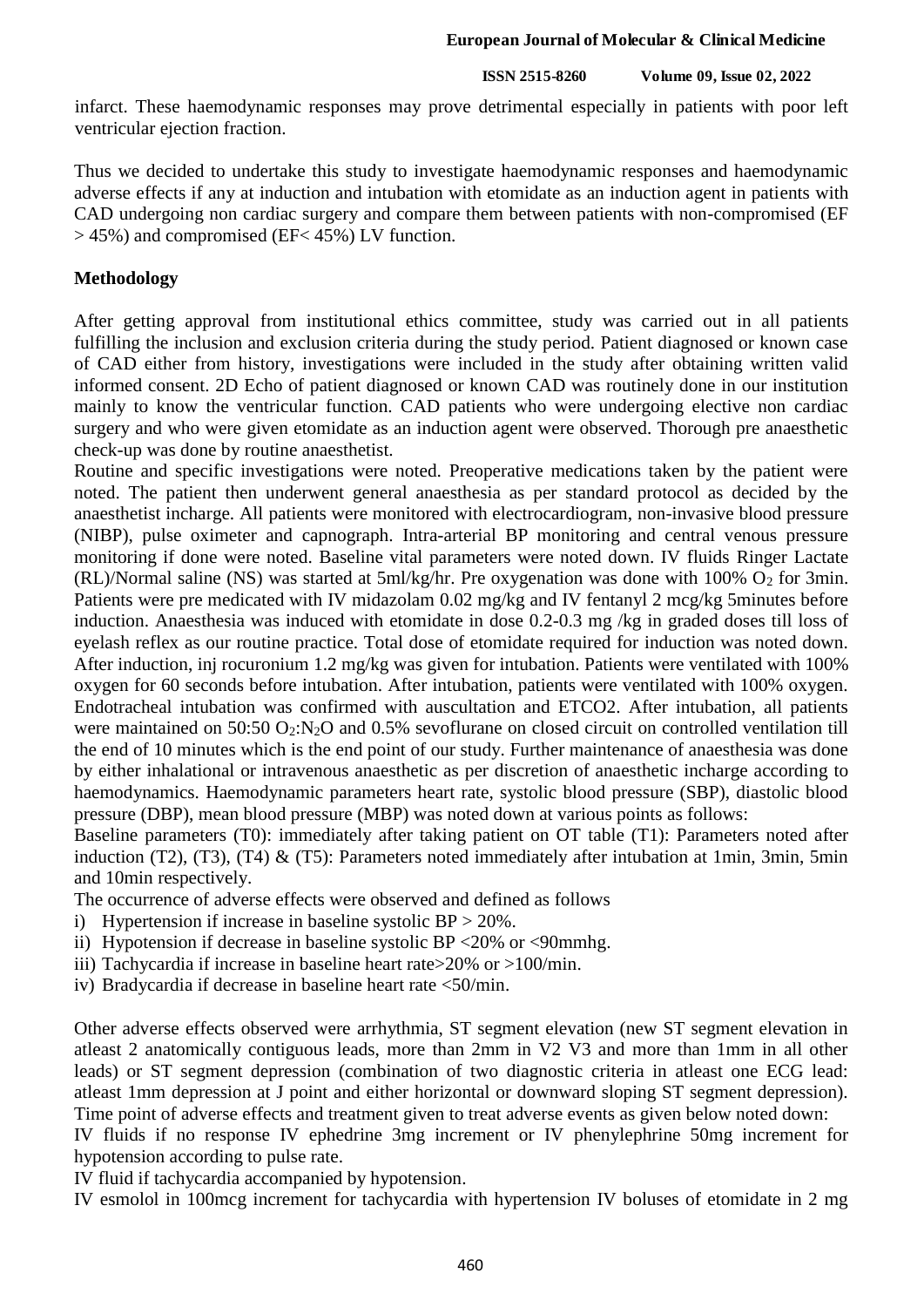infarct. These haemodynamic responses may prove detrimental especially in patients with poor left ventricular ejection fraction.

Thus we decided to undertake this study to investigate haemodynamic responses and haemodynamic adverse effects if any at induction and intubation with etomidate as an induction agent in patients with CAD undergoing non cardiac surgery and compare them between patients with non-compromised (EF > 45%) and compromised (EF< 45%) LV function.

## Methodology

After getting approval from institutional ethics committee, study was carried out in all patients fulfilling the inclusion and exclusion criteria during the study period. Patient diagnosed or known case of CAD either from history, investigations were included in the study after obtaining written valid informed consent. 2D Echo of patient diagnosed or known CAD was routinely done in our institution mainly to know the ventricular function. CAD patients who were undergoing elective non cardiac surgery and who were given etomidate as an induction agent were observed. Thorough pre anaesthetic check-up was done by routine anaesthetist.

Routine and specific investigations were noted. Preoperative medications taken by the patient were noted. The patient then underwent general anaesthesia as per standard protocol as decided by the anaesthetist incharge. All patients were monitored with electrocardiogram, non-invasive blood pressure (NIBP), pulse oximeter and capnograph. Intra-arterial BP monitoring and central venous pressure monitoring if done were noted. Baseline vital parameters were noted down. IV fluids Ringer Lactate (RL)/Normal saline (NS) was started at 5ml/kg/hr. Pre oxygenation was done with 100% $O_2$ for 3min. Patients were pre medicated with IV midazolam 0.02 mg/kg and IV fentanyl 2 mcg/kg 5minutes before induction. Anaesthesia was induced with etomidate in dose 0.2-0.3 mg /kg in graded doses till loss of eyelash reflex as our routine practice. Total dose of etomidate required for induction was noted down. After induction, inj rocuronium 1.2 mg/kg was given for intubation. Patients were ventilated with 100% oxygen for 60 seconds before intubation. After intubation, patients were ventilated with 100% oxygen. Endotracheal intubation was confirmed with auscultation and ETCO2. After intubation, all patients were maintained on 50:50 $O_2$:$N_2O$ and 0.5% sevoflurane on closed circuit on controlled ventilation till the end of 10 minutes which is the end point of our study. Further maintenance of anaesthesia was done by either inhalational or intravenous anaesthetic as per discretion of anaesthetic incharge according to haemodynamics. Haemodynamic parameters heart rate, systolic blood pressure (SBP), diastolic blood pressure (DBP), mean blood pressure (MBP) was noted down at various points as follows:

Baseline parameters (T0): immediately after taking patient on OT table (T1): Parameters noted after induction (T2), (T3), (T4) & (T5): Parameters noted immediately after intubation at 1min, 3min, 5min and 10min respectively.

The occurrence of adverse effects were observed and defined as follows

i) Hypertension if increase in baseline systolic BP > 20%.
ii) Hypotension if decrease in baseline systolic BP <20% or <90mmhg.
iii) Tachycardia if increase in baseline heart rate>20% or >100/min.
iv) Bradycardia if decrease in baseline heart rate <50/min.

Other adverse effects observed were arrhythmia, ST segment elevation (new ST segment elevation in atleast 2 anatomically contiguous leads, more than 2mm in V2 V3 and more than 1mm in all other leads) or ST segment depression (combination of two diagnostic criteria in atleast one ECG lead: atleast 1mm depression at J point and either horizontal or downward sloping ST segment depression). Time point of adverse effects and treatment given to treat adverse events as given below noted down:

IV fluids if no response IV ephedrine 3mg increment or IV phenylephrine 50mg increment for hypotension according to pulse rate.

IV fluid if tachycardia accompanied by hypotension.

IV esmolol in 100mcg increment for tachycardia with hypertension IV boluses of etomidate in 2 mg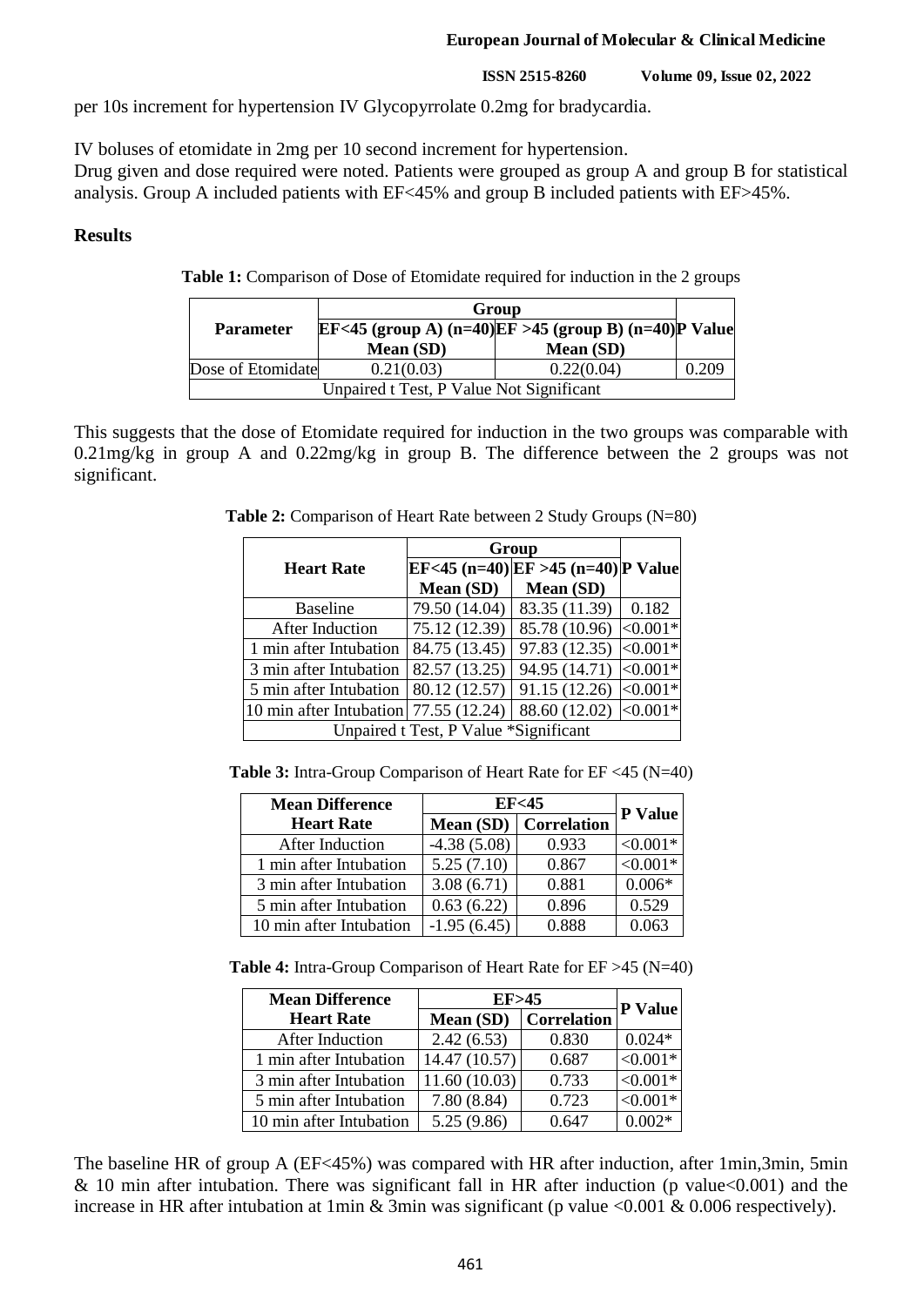per 10s increment for hypertension IV Glycopyrrolate 0.2mg for bradycardia.

IV boluses of etomidate in 2mg per 10 second increment for hypertension.
Drug given and dose required were noted. Patients were grouped as group A and group B for statistical analysis. Group A included patients with EF<45% and group B included patients with EF>45%.

## Results

**Table 1:** Comparison of Dose of Etomidate required for induction in the 2 groups

| Parameter | Group | | P Value |
|---|---|---|---|
| | EF<45 (group A) (n=40) | EF >45 (group B) (n=40) | |
| | Mean (SD) | Mean (SD) | |
| Dose of Etomidate | 0.21(0.03) | 0.22(0.04) | 0.209 |
| Unpaired t Test, P Value Not Significant | | | |

This suggests that the dose of Etomidate required for induction in the two groups was comparable with 0.21mg/kg in group A and 0.22mg/kg in group B. The difference between the 2 groups was not significant.

**Table 2:** Comparison of Heart Rate between 2 Study Groups (N=80)

| Heart Rate | Group | | P Value |
|---|---|---|---|
| | EF<45 (n=40) | EF >45 (n=40) | |
| | Mean (SD) | Mean (SD) | |
| Baseline | 79.50 (14.04) | 83.35 (11.39) | 0.182 |
| After Induction | 75.12 (12.39) | 85.78 (10.96) | <0.001* |
| 1 min after Intubation | 84.75 (13.45) | 97.83 (12.35) | <0.001* |
| 3 min after Intubation | 82.57 (13.25) | 94.95 (14.71) | <0.001* |
| 5 min after Intubation | 80.12 (12.57) | 91.15 (12.26) | <0.001* |
| 10 min after Intubation | 77.55 (12.24) | 88.60 (12.02) | <0.001* |
| Unpaired t Test, P Value *Significant | | | |

**Table 3:** Intra-Group Comparison of Heart Rate for EF <45 (N=40)

| Mean Difference Heart Rate | EF<45 | | P Value |
|---|---|---|---|
| | Mean (SD) | Correlation | |
| After Induction | -4.38 (5.08) | 0.933 | <0.001* |
| 1 min after Intubation | 5.25 (7.10) | 0.867 | <0.001* |
| 3 min after Intubation | 3.08 (6.71) | 0.881 | 0.006* |
| 5 min after Intubation | 0.63 (6.22) | 0.896 | 0.529 |
| 10 min after Intubation | -1.95 (6.45) | 0.888 | 0.063 |

**Table 4:** Intra-Group Comparison of Heart Rate for EF >45 (N=40)

| Mean Difference Heart Rate | EF>45 | | P Value |
|---|---|---|---|
| | Mean (SD) | Correlation | |
| After Induction | 2.42 (6.53) | 0.830 | 0.024* |
| 1 min after Intubation | 14.47 (10.57) | 0.687 | <0.001* |
| 3 min after Intubation | 11.60 (10.03) | 0.733 | <0.001* |
| 5 min after Intubation | 7.80 (8.84) | 0.723 | <0.001* |
| 10 min after Intubation | 5.25 (9.86) | 0.647 | 0.002* |

The baseline HR of group A (EF<45%) was compared with HR after induction, after 1min,3min, 5min & 10 min after intubation. There was significant fall in HR after induction (p value<0.001) and the increase in HR after intubation at 1min & 3min was significant (p value <0.001 & 0.006 respectively).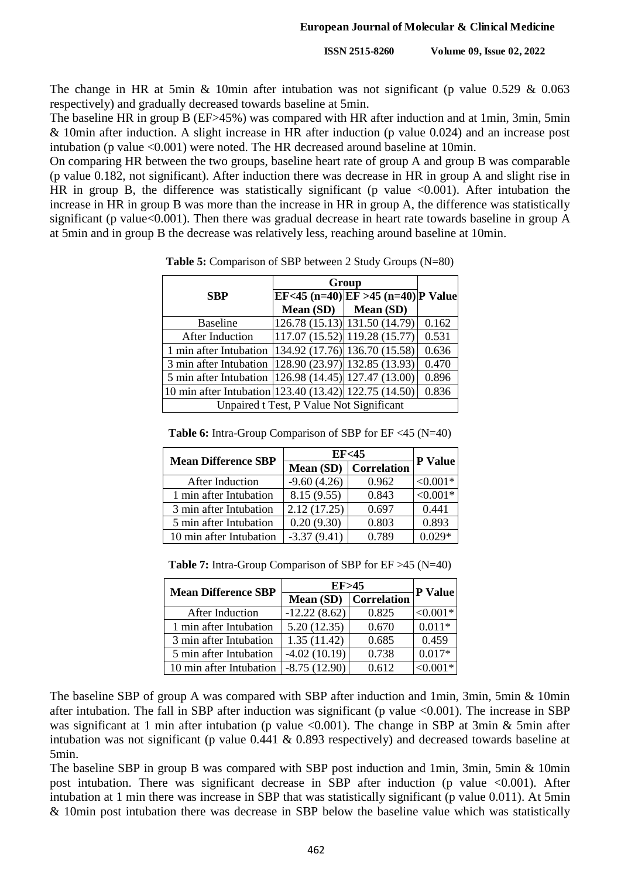The change in HR at 5min & 10min after intubation was not significant (p value 0.529 & 0.063 respectively) and gradually decreased towards baseline at 5min.

The baseline HR in group B (EF>45%) was compared with HR after induction and at 1min, 3min, 5min & 10min after induction. A slight increase in HR after induction (p value 0.024) and an increase post intubation (p value <0.001) were noted. The HR decreased around baseline at 10min.

On comparing HR between the two groups, baseline heart rate of group A and group B was comparable (p value 0.182, not significant). After induction there was decrease in HR in group A and slight rise in HR in group B, the difference was statistically significant (p value <0.001). After intubation the increase in HR in group B was more than the increase in HR in group A, the difference was statistically significant (p value<0.001). Then there was gradual decrease in heart rate towards baseline in group A at 5min and in group B the decrease was relatively less, reaching around baseline at 10min.

**Table 5:** Comparison of SBP between 2 Study Groups (N=80)

| SBP | Group | | P Value |
|---|---|---|---|
| | EF<45 (n=40) | EF >45 (n=40) | |
| | Mean (SD) | Mean (SD) | |
| Baseline | 126.78 (15.13) | 131.50 (14.79) | 0.162 |
| After Induction | 117.07 (15.52) | 119.28 (15.77) | 0.531 |
| 1 min after Intubation | 134.92 (17.76) | 136.70 (15.58) | 0.636 |
| 3 min after Intubation | 128.90 (23.97) | 132.85 (13.93) | 0.470 |
| 5 min after Intubation | 126.98 (14.45) | 127.47 (13.00) | 0.896 |
| 10 min after Intubation | 123.40 (13.42) | 122.75 (14.50) | 0.836 |
| Unpaired t Test, P Value Not Significant | | | |

**Table 6:** Intra-Group Comparison of SBP for EF <45 (N=40)

| Mean Difference SBP | EF<45 | | P Value |
|---|---|---|---|
| | Mean (SD) | Correlation | |
| After Induction | -9.60 (4.26) | 0.962 | <0.001* |
| 1 min after Intubation | 8.15 (9.55) | 0.843 | <0.001* |
| 3 min after Intubation | 2.12 (17.25) | 0.697 | 0.441 |
| 5 min after Intubation | 0.20 (9.30) | 0.803 | 0.893 |
| 10 min after Intubation | -3.37 (9.41) | 0.789 | 0.029* |

**Table 7:** Intra-Group Comparison of SBP for EF >45 (N=40)

| Mean Difference SBP | EF>45 | | P Value |
|---|---|---|---|
| | Mean (SD) | Correlation | |
| After Induction | -12.22 (8.62) | 0.825 | <0.001* |
| 1 min after Intubation | 5.20 (12.35) | 0.670 | 0.011* |
| 3 min after Intubation | 1.35 (11.42) | 0.685 | 0.459 |
| 5 min after Intubation | -4.02 (10.19) | 0.738 | 0.017* |
| 10 min after Intubation | -8.75 (12.90) | 0.612 | <0.001* |

The baseline SBP of group A was compared with SBP after induction and 1min, 3min, 5min & 10min after intubation. The fall in SBP after induction was significant (p value <0.001). The increase in SBP was significant at 1 min after intubation (p value <0.001). The change in SBP at 3min & 5min after intubation was not significant (p value 0.441 & 0.893 respectively) and decreased towards baseline at 5min.

The baseline SBP in group B was compared with SBP post induction and 1min, 3min, 5min & 10min post intubation. There was significant decrease in SBP after induction (p value <0.001). After intubation at 1 min there was increase in SBP that was statistically significant (p value 0.011). At 5min & 10min post intubation there was decrease in SBP below the baseline value which was statistically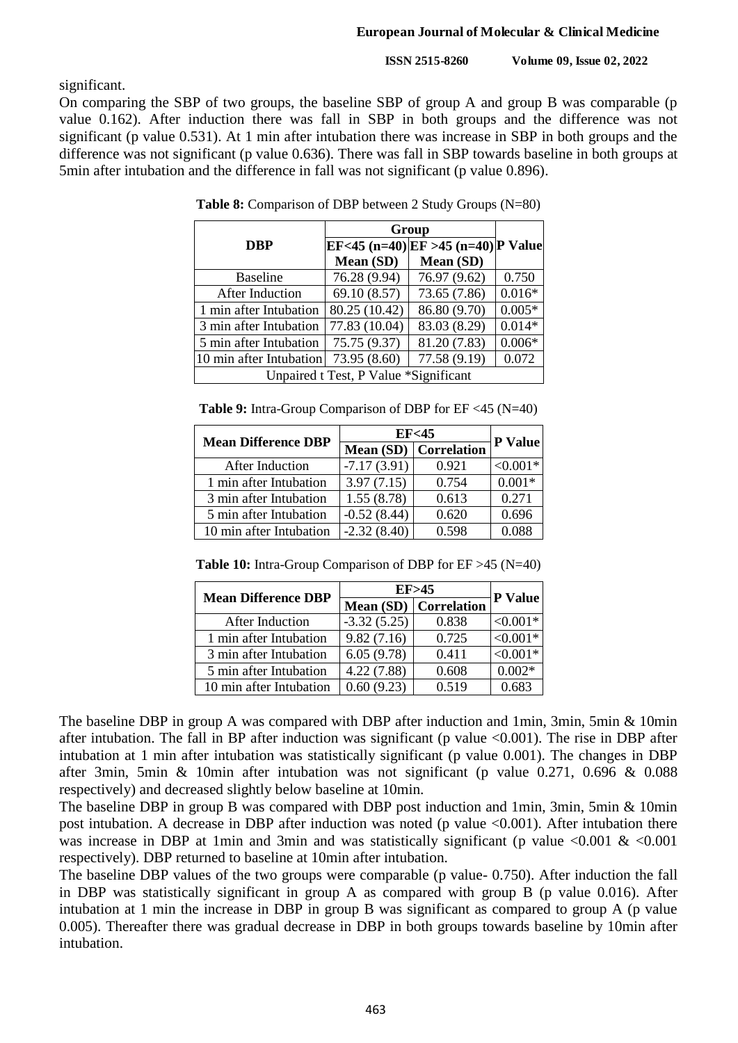significant.

On comparing the SBP of two groups, the baseline SBP of group A and group B was comparable (p value 0.162). After induction there was fall in SBP in both groups and the difference was not significant (p value 0.531). At 1 min after intubation there was increase in SBP in both groups and the difference was not significant (p value 0.636). There was fall in SBP towards baseline in both groups at 5min after intubation and the difference in fall was not significant (p value 0.896).

**Table 8:** Comparison of DBP between 2 Study Groups (N=80)

| DBP | Group | | P Value |
|---|---|---|---|
| | EF<45 (n=40) | EF >45 (n=40) | |
| | Mean (SD) | Mean (SD) | |
| Baseline | 76.28 (9.94) | 76.97 (9.62) | 0.750 |
| After Induction | 69.10 (8.57) | 73.65 (7.86) | 0.016* |
| 1 min after Intubation | 80.25 (10.42) | 86.80 (9.70) | 0.005* |
| 3 min after Intubation | 77.83 (10.04) | 83.03 (8.29) | 0.014* |
| 5 min after Intubation | 75.75 (9.37) | 81.20 (7.83) | 0.006* |
| 10 min after Intubation | 73.95 (8.60) | 77.58 (9.19) | 0.072 |
| Unpaired t Test, P Value *Significant | | | |

**Table 9:** Intra-Group Comparison of DBP for EF <45 (N=40)

| Mean Difference DBP | EF<45 | | P Value |
|---|---|---|---|
| | Mean (SD) | Correlation | |
| After Induction | -7.17 (3.91) | 0.921 | <0.001* |
| 1 min after Intubation | 3.97 (7.15) | 0.754 | 0.001* |
| 3 min after Intubation | 1.55 (8.78) | 0.613 | 0.271 |
| 5 min after Intubation | -0.52 (8.44) | 0.620 | 0.696 |
| 10 min after Intubation | -2.32 (8.40) | 0.598 | 0.088 |

**Table 10:** Intra-Group Comparison of DBP for EF >45 (N=40)

| Mean Difference DBP | EF>45 | | P Value |
|---|---|---|---|
| | Mean (SD) | Correlation | |
| After Induction | -3.32 (5.25) | 0.838 | <0.001* |
| 1 min after Intubation | 9.82 (7.16) | 0.725 | <0.001* |
| 3 min after Intubation | 6.05 (9.78) | 0.411 | <0.001* |
| 5 min after Intubation | 4.22 (7.88) | 0.608 | 0.002* |
| 10 min after Intubation | 0.60 (9.23) | 0.519 | 0.683 |

The baseline DBP in group A was compared with DBP after induction and 1min, 3min, 5min & 10min after intubation. The fall in BP after induction was significant (p value <0.001). The rise in DBP after intubation at 1 min after intubation was statistically significant (p value 0.001). The changes in DBP after 3min, 5min & 10min after intubation was not significant (p value 0.271, 0.696 & 0.088 respectively) and decreased slightly below baseline at 10min.

The baseline DBP in group B was compared with DBP post induction and 1min, 3min, 5min & 10min post intubation. A decrease in DBP after induction was noted (p value <0.001). After intubation there was increase in DBP at 1min and 3min and was statistically significant (p value <0.001 & <0.001 respectively). DBP returned to baseline at 10min after intubation.

The baseline DBP values of the two groups were comparable (p value- 0.750). After induction the fall in DBP was statistically significant in group A as compared with group B (p value 0.016). After intubation at 1 min the increase in DBP in group B was significant as compared to group A (p value 0.005). Thereafter there was gradual decrease in DBP in both groups towards baseline by 10min after intubation.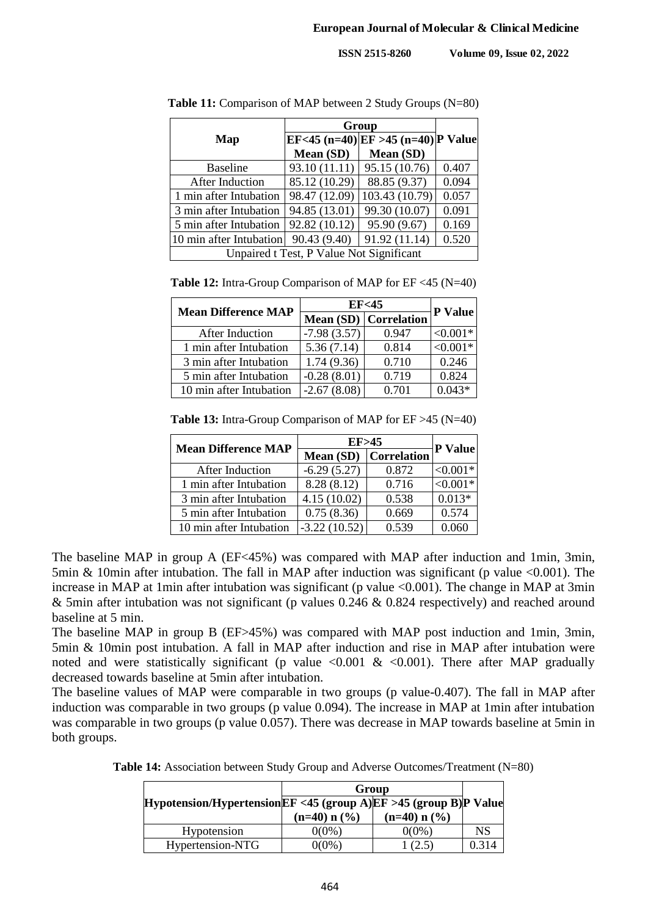**Table 11:** Comparison of MAP between 2 Study Groups (N=80)

| Map | Group | | P Value |
|---|---|---|---|
| | EF<45 (n=40) | EF >45 (n=40) | |
| | Mean (SD) | Mean (SD) | |
| Baseline | 93.10 (11.11) | 95.15 (10.76) | 0.407 |
| After Induction | 85.12 (10.29) | 88.85 (9.37) | 0.094 |
| 1 min after Intubation | 98.47 (12.09) | 103.43 (10.79) | 0.057 |
| 3 min after Intubation | 94.85 (13.01) | 99.30 (10.07) | 0.091 |
| 5 min after Intubation | 92.82 (10.12) | 95.90 (9.67) | 0.169 |
| 10 min after Intubation | 90.43 (9.40) | 91.92 (11.14) | 0.520 |
| Unpaired t Test, P Value Not Significant | | | |

**Table 12:** Intra-Group Comparison of MAP for EF <45 (N=40)

| Mean Difference MAP | EF<45 | | P Value |
|---|---|---|---|
| | Mean (SD) | Correlation | |
| After Induction | -7.98 (3.57) | 0.947 | <0.001* |
| 1 min after Intubation | 5.36 (7.14) | 0.814 | <0.001* |
| 3 min after Intubation | 1.74 (9.36) | 0.710 | 0.246 |
| 5 min after Intubation | -0.28 (8.01) | 0.719 | 0.824 |
| 10 min after Intubation | -2.67 (8.08) | 0.701 | 0.043* |

**Table 13:** Intra-Group Comparison of MAP for EF >45 (N=40)

| Mean Difference MAP | EF>45 | | P Value |
|---|---|---|---|
| | Mean (SD) | Correlation | |
| After Induction | -6.29 (5.27) | 0.872 | <0.001* |
| 1 min after Intubation | 8.28 (8.12) | 0.716 | <0.001* |
| 3 min after Intubation | 4.15 (10.02) | 0.538 | 0.013* |
| 5 min after Intubation | 0.75 (8.36) | 0.669 | 0.574 |
| 10 min after Intubation | -3.22 (10.52) | 0.539 | 0.060 |

The baseline MAP in group A (EF<45%) was compared with MAP after induction and 1min, 3min, 5min & 10min after intubation. The fall in MAP after induction was significant (p value <0.001). The increase in MAP at 1min after intubation was significant (p value <0.001). The change in MAP at 3min & 5min after intubation was not significant (p values 0.246 & 0.824 respectively) and reached around baseline at 5 min.

The baseline MAP in group B (EF>45%) was compared with MAP post induction and 1min, 3min, 5min & 10min post intubation. A fall in MAP after induction and rise in MAP after intubation were noted and were statistically significant (p value <0.001 & <0.001). There after MAP gradually decreased towards baseline at 5min after intubation.

The baseline values of MAP were comparable in two groups (p value-0.407). The fall in MAP after induction was comparable in two groups (p value 0.094). The increase in MAP at 1min after intubation was comparable in two groups (p value 0.057). There was decrease in MAP towards baseline at 5min in both groups.

**Table 14:** Association between Study Group and Adverse Outcomes/Treatment (N=80)

| Hypotension/Hypertension | Group | | P Value |
|---|---|---|---|
| | EF <45 (group A) (n=40) n (%) | EF >45 (group B) (n=40) n (%) | |
| Hypotension | 0(0%) | 0(0%) | NS |
| Hypertension-NTG | 0(0%) | 1 (2.5) | 0.314 |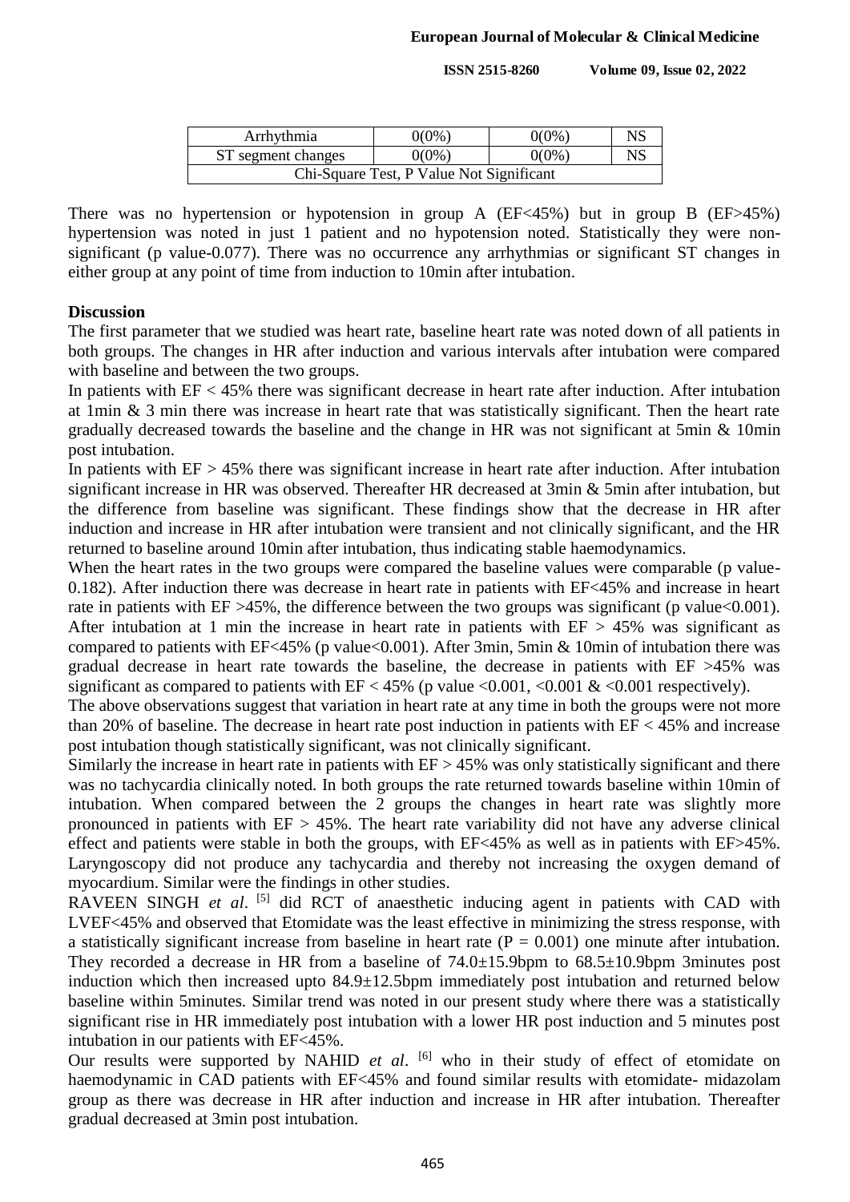| Arrhythmia | 0(0%) | 0(0%) | NS |
|---|---|---|---|
| ST segment changes | 0(0%) | 0(0%) | NS |
| Chi-Square Test, P Value Not Significant | | | |

There was no hypertension or hypotension in group A (EF<45%) but in group B (EF>45%) hypertension was noted in just 1 patient and no hypotension noted. Statistically they were non-significant (p value-0.077). There was no occurrence any arrhythmias or significant ST changes in either group at any point of time from induction to 10min after intubation.

## Discussion

The first parameter that we studied was heart rate, baseline heart rate was noted down of all patients in both groups. The changes in HR after induction and various intervals after intubation were compared with baseline and between the two groups.

In patients with EF < 45% there was significant decrease in heart rate after induction. After intubation at 1min & 3 min there was increase in heart rate that was statistically significant. Then the heart rate gradually decreased towards the baseline and the change in HR was not significant at 5min & 10min post intubation.

In patients with EF > 45% there was significant increase in heart rate after induction. After intubation significant increase in HR was observed. Thereafter HR decreased at 3min & 5min after intubation, but the difference from baseline was significant. These findings show that the decrease in HR after induction and increase in HR after intubation were transient and not clinically significant, and the HR returned to baseline around 10min after intubation, thus indicating stable haemodynamics.

When the heart rates in the two groups were compared the baseline values were comparable (p value-0.182). After induction there was decrease in heart rate in patients with EF<45% and increase in heart rate in patients with EF >45%, the difference between the two groups was significant (p value<0.001). After intubation at 1 min the increase in heart rate in patients with EF > 45% was significant as compared to patients with EF<45% (p value<0.001). After 3min, 5min & 10min of intubation there was gradual decrease in heart rate towards the baseline, the decrease in patients with EF >45% was significant as compared to patients with EF < 45% (p value <0.001, <0.001 & <0.001 respectively).

The above observations suggest that variation in heart rate at any time in both the groups were not more than 20% of baseline. The decrease in heart rate post induction in patients with EF < 45% and increase post intubation though statistically significant, was not clinically significant.

Similarly the increase in heart rate in patients with EF > 45% was only statistically significant and there was no tachycardia clinically noted. In both groups the rate returned towards baseline within 10min of intubation. When compared between the 2 groups the changes in heart rate was slightly more pronounced in patients with EF > 45%. The heart rate variability did not have any adverse clinical effect and patients were stable in both the groups, with EF<45% as well as in patients with EF>45%. Laryngoscopy did not produce any tachycardia and thereby not increasing the oxygen demand of myocardium. Similar were the findings in other studies.

RAVEEN SINGH *et al*. [5] did RCT of anaesthetic inducing agent in patients with CAD with LVEF<45% and observed that Etomidate was the least effective in minimizing the stress response, with a statistically significant increase from baseline in heart rate (P = 0.001) one minute after intubation. They recorded a decrease in HR from a baseline of 74.0±15.9bpm to 68.5±10.9bpm 3minutes post induction which then increased upto 84.9±12.5bpm immediately post intubation and returned below baseline within 5minutes. Similar trend was noted in our present study where there was a statistically significant rise in HR immediately post intubation with a lower HR post induction and 5 minutes post intubation in our patients with EF<45%.

Our results were supported by NAHID *et al*. [6] who in their study of effect of etomidate on haemodynamic in CAD patients with EF<45% and found similar results with etomidate- midazolam group as there was decrease in HR after induction and increase in HR after intubation. Thereafter gradual decreased at 3min post intubation.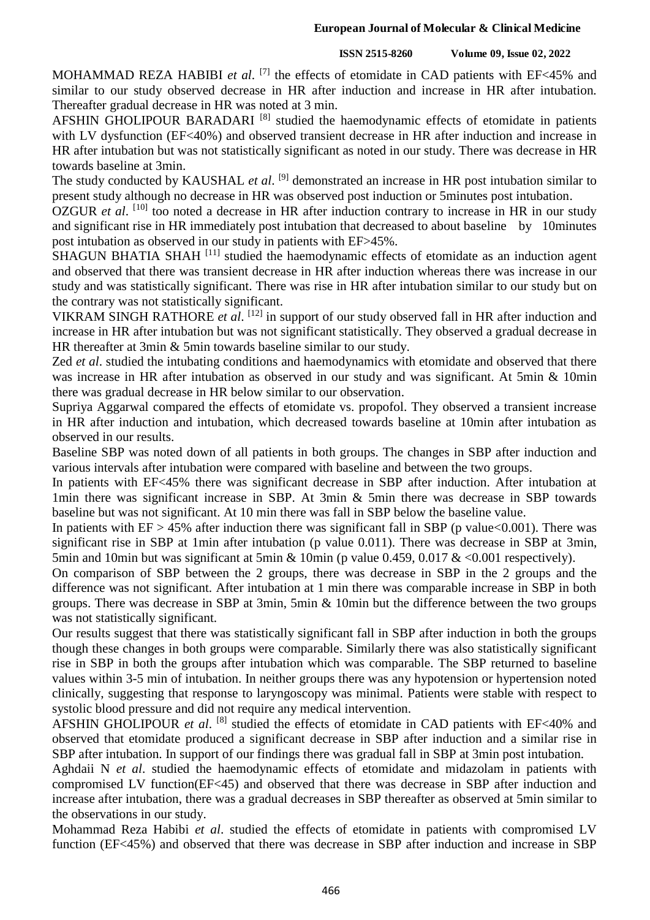MOHAMMAD REZA HABIBI *et al*. [7] the effects of etomidate in CAD patients with EF<45% and similar to our study observed decrease in HR after induction and increase in HR after intubation. Thereafter gradual decrease in HR was noted at 3 min.

AFSHIN GHOLIPOUR BARADARI [8] studied the haemodynamic effects of etomidate in patients with LV dysfunction (EF<40%) and observed transient decrease in HR after induction and increase in HR after intubation but was not statistically significant as noted in our study. There was decrease in HR towards baseline at 3min.

The study conducted by KAUSHAL *et al*. [9] demonstrated an increase in HR post intubation similar to present study although no decrease in HR was observed post induction or 5minutes post intubation.

OZGUR *et al*. [10] too noted a decrease in HR after induction contrary to increase in HR in our study and significant rise in HR immediately post intubation that decreased to about baseline by 10minutes post intubation as observed in our study in patients with EF>45%.

SHAGUN BHATIA SHAH [11] studied the haemodynamic effects of etomidate as an induction agent and observed that there was transient decrease in HR after induction whereas there was increase in our study and was statistically significant. There was rise in HR after intubation similar to our study but on the contrary was not statistically significant.

VIKRAM SINGH RATHORE *et al*. [12] in support of our study observed fall in HR after induction and increase in HR after intubation but was not significant statistically. They observed a gradual decrease in HR thereafter at 3min & 5min towards baseline similar to our study.

Zed *et al*. studied the intubating conditions and haemodynamics with etomidate and observed that there was increase in HR after intubation as observed in our study and was significant. At 5min & 10min there was gradual decrease in HR below similar to our observation.

Supriya Aggarwal compared the effects of etomidate vs. propofol. They observed a transient increase in HR after induction and intubation, which decreased towards baseline at 10min after intubation as observed in our results.

Baseline SBP was noted down of all patients in both groups. The changes in SBP after induction and various intervals after intubation were compared with baseline and between the two groups.

In patients with EF<45% there was significant decrease in SBP after induction. After intubation at 1min there was significant increase in SBP. At 3min & 5min there was decrease in SBP towards baseline but was not significant. At 10 min there was fall in SBP below the baseline value.

In patients with EF > 45% after induction there was significant fall in SBP (p value<0.001). There was significant rise in SBP at 1min after intubation (p value 0.011). There was decrease in SBP at 3min, 5min and 10min but was significant at 5min & 10min (p value 0.459, 0.017 & <0.001 respectively).

On comparison of SBP between the 2 groups, there was decrease in SBP in the 2 groups and the difference was not significant. After intubation at 1 min there was comparable increase in SBP in both groups. There was decrease in SBP at 3min, 5min & 10min but the difference between the two groups was not statistically significant.

Our results suggest that there was statistically significant fall in SBP after induction in both the groups though these changes in both groups were comparable. Similarly there was also statistically significant rise in SBP in both the groups after intubation which was comparable. The SBP returned to baseline values within 3-5 min of intubation. In neither groups there was any hypotension or hypertension noted clinically, suggesting that response to laryngoscopy was minimal. Patients were stable with respect to systolic blood pressure and did not require any medical intervention.

AFSHIN GHOLIPOUR *et al*. [8] studied the effects of etomidate in CAD patients with EF<40% and observed that etomidate produced a significant decrease in SBP after induction and a similar rise in SBP after intubation. In support of our findings there was gradual fall in SBP at 3min post intubation.

Aghdaii N *et al*. studied the haemodynamic effects of etomidate and midazolam in patients with compromised LV function(EF<45) and observed that there was decrease in SBP after induction and increase after intubation, there was a gradual decreases in SBP thereafter as observed at 5min similar to the observations in our study.

Mohammad Reza Habibi *et al*. studied the effects of etomidate in patients with compromised LV function (EF<45%) and observed that there was decrease in SBP after induction and increase in SBP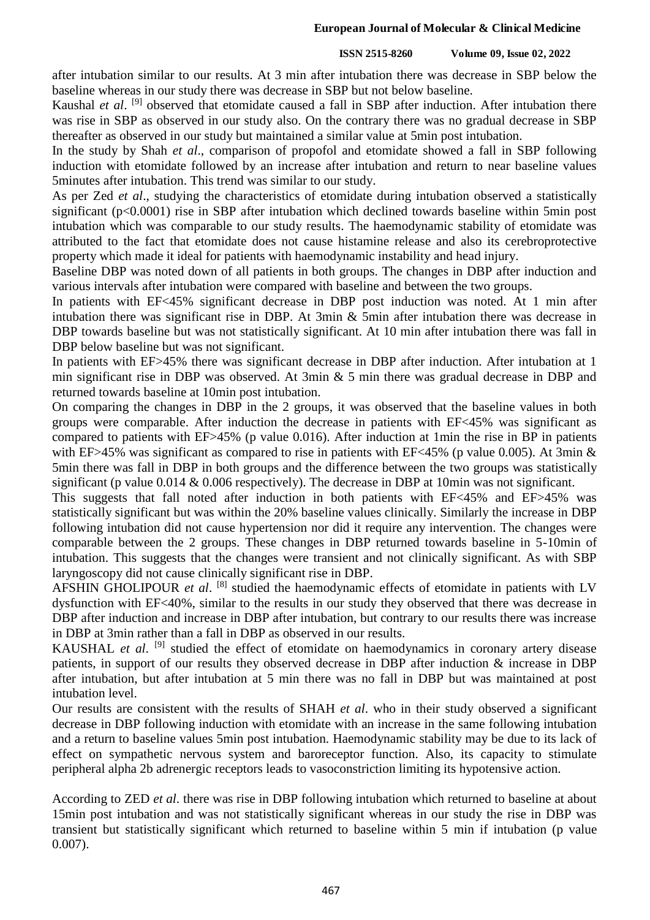after intubation similar to our results. At 3 min after intubation there was decrease in SBP below the baseline whereas in our study there was decrease in SBP but not below baseline.

Kaushal *et al*. [9] observed that etomidate caused a fall in SBP after induction. After intubation there was rise in SBP as observed in our study also. On the contrary there was no gradual decrease in SBP thereafter as observed in our study but maintained a similar value at 5min post intubation.

In the study by Shah *et al*., comparison of propofol and etomidate showed a fall in SBP following induction with etomidate followed by an increase after intubation and return to near baseline values 5minutes after intubation. This trend was similar to our study.

As per Zed *et al*., studying the characteristics of etomidate during intubation observed a statistically significant ($p<0.0001$) rise in SBP after intubation which declined towards baseline within 5min post intubation which was comparable to our study results. The haemodynamic stability of etomidate was attributed to the fact that etomidate does not cause histamine release and also its cerebroprotective property which made it ideal for patients with haemodynamic instability and head injury.

Baseline DBP was noted down of all patients in both groups. The changes in DBP after induction and various intervals after intubation were compared with baseline and between the two groups.

In patients with EF<45% significant decrease in DBP post induction was noted. At 1 min after intubation there was significant rise in DBP. At 3min & 5min after intubation there was decrease in DBP towards baseline but was not statistically significant. At 10 min after intubation there was fall in DBP below baseline but was not significant.

In patients with EF>45% there was significant decrease in DBP after induction. After intubation at 1 min significant rise in DBP was observed. At 3min & 5 min there was gradual decrease in DBP and returned towards baseline at 10min post intubation.

On comparing the changes in DBP in the 2 groups, it was observed that the baseline values in both groups were comparable. After induction the decrease in patients with EF<45% was significant as compared to patients with EF>45% (p value 0.016). After induction at 1min the rise in BP in patients with EF>45% was significant as compared to rise in patients with EF<45% (p value 0.005). At 3min & 5min there was fall in DBP in both groups and the difference between the two groups was statistically significant (p value 0.014 & 0.006 respectively). The decrease in DBP at 10min was not significant.

This suggests that fall noted after induction in both patients with EF<45% and EF>45% was statistically significant but was within the 20% baseline values clinically. Similarly the increase in DBP following intubation did not cause hypertension nor did it require any intervention. The changes were comparable between the 2 groups. These changes in DBP returned towards baseline in 5-10min of intubation. This suggests that the changes were transient and not clinically significant. As with SBP laryngoscopy did not cause clinically significant rise in DBP.

AFSHIN GHOLIPOUR *et al*. [8] studied the haemodynamic effects of etomidate in patients with LV dysfunction with EF<40%, similar to the results in our study they observed that there was decrease in DBP after induction and increase in DBP after intubation, but contrary to our results there was increase in DBP at 3min rather than a fall in DBP as observed in our results.

KAUSHAL *et al*. [9] studied the effect of etomidate on haemodynamics in coronary artery disease patients, in support of our results they observed decrease in DBP after induction & increase in DBP after intubation, but after intubation at 5 min there was no fall in DBP but was maintained at post intubation level.

Our results are consistent with the results of SHAH *et al*. who in their study observed a significant decrease in DBP following induction with etomidate with an increase in the same following intubation and a return to baseline values 5min post intubation. Haemodynamic stability may be due to its lack of effect on sympathetic nervous system and baroreceptor function. Also, its capacity to stimulate peripheral alpha 2b adrenergic receptors leads to vasoconstriction limiting its hypotensive action.

According to ZED *et al*. there was rise in DBP following intubation which returned to baseline at about 15min post intubation and was not statistically significant whereas in our study the rise in DBP was transient but statistically significant which returned to baseline within 5 min if intubation (p value 0.007).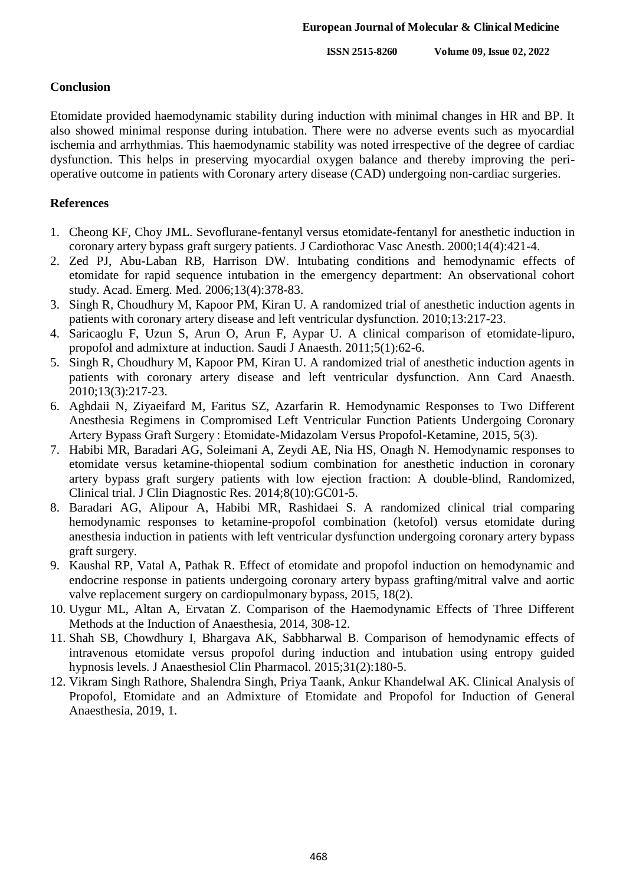## Conclusion

Etomidate provided haemodynamic stability during induction with minimal changes in HR and BP. It also showed minimal response during intubation. There were no adverse events such as myocardial ischemia and arrhythmias. This haemodynamic stability was noted irrespective of the degree of cardiac dysfunction. This helps in preserving myocardial oxygen balance and thereby improving the peri-operative outcome in patients with Coronary artery disease (CAD) undergoing non-cardiac surgeries.

## References

1. Cheong KF, Choy JML. Sevoflurane-fentanyl versus etomidate-fentanyl for anesthetic induction in coronary artery bypass graft surgery patients. J Cardiothorac Vasc Anesth. 2000;14(4):421-4.
2. Zed PJ, Abu-Laban RB, Harrison DW. Intubating conditions and hemodynamic effects of etomidate for rapid sequence intubation in the emergency department: An observational cohort study. Acad. Emerg. Med. 2006;13(4):378-83.
3. Singh R, Choudhury M, Kapoor PM, Kiran U. A randomized trial of anesthetic induction agents in patients with coronary artery disease and left ventricular dysfunction. 2010;13:217-23.
4. Saricaoglu F, Uzun S, Arun O, Arun F, Aypar U. A clinical comparison of etomidate-lipuro, propofol and admixture at induction. Saudi J Anaesth. 2011;5(1):62-6.
5. Singh R, Choudhury M, Kapoor PM, Kiran U. A randomized trial of anesthetic induction agents in patients with coronary artery disease and left ventricular dysfunction. Ann Card Anaesth. 2010;13(3):217-23.
6. Aghdaii N, Ziyaeifard M, Faritus SZ, Azarfarin R. Hemodynamic Responses to Two Different Anesthesia Regimens in Compromised Left Ventricular Function Patients Undergoing Coronary Artery Bypass Graft Surgery : Etomidate-Midazolam Versus Propofol-Ketamine, 2015, 5(3).
7. Habibi MR, Baradari AG, Soleimani A, Zeydi AE, Nia HS, Onagh N. Hemodynamic responses to etomidate versus ketamine-thiopental sodium combination for anesthetic induction in coronary artery bypass graft surgery patients with low ejection fraction: A double-blind, Randomized, Clinical trial. J Clin Diagnostic Res. 2014;8(10):GC01-5.
8. Baradari AG, Alipour A, Habibi MR, Rashidaei S. A randomized clinical trial comparing hemodynamic responses to ketamine-propofol combination (ketofol) versus etomidate during anesthesia induction in patients with left ventricular dysfunction undergoing coronary artery bypass graft surgery.
9. Kaushal RP, Vatal A, Pathak R. Effect of etomidate and propofol induction on hemodynamic and endocrine response in patients undergoing coronary artery bypass grafting/mitral valve and aortic valve replacement surgery on cardiopulmonary bypass, 2015, 18(2).
10. Uygur ML, Altan A, Ervatan Z. Comparison of the Haemodynamic Effects of Three Different Methods at the Induction of Anaesthesia, 2014, 308-12.
11. Shah SB, Chowdhury I, Bhargava AK, Sabbharwal B. Comparison of hemodynamic effects of intravenous etomidate versus propofol during induction and intubation using entropy guided hypnosis levels. J Anaesthesiol Clin Pharmacol. 2015;31(2):180-5.
12. Vikram Singh Rathore, Shalendra Singh, Priya Taank, Ankur Khandelwal AK. Clinical Analysis of Propofol, Etomidate and an Admixture of Etomidate and Propofol for Induction of General Anaesthesia, 2019, 1.